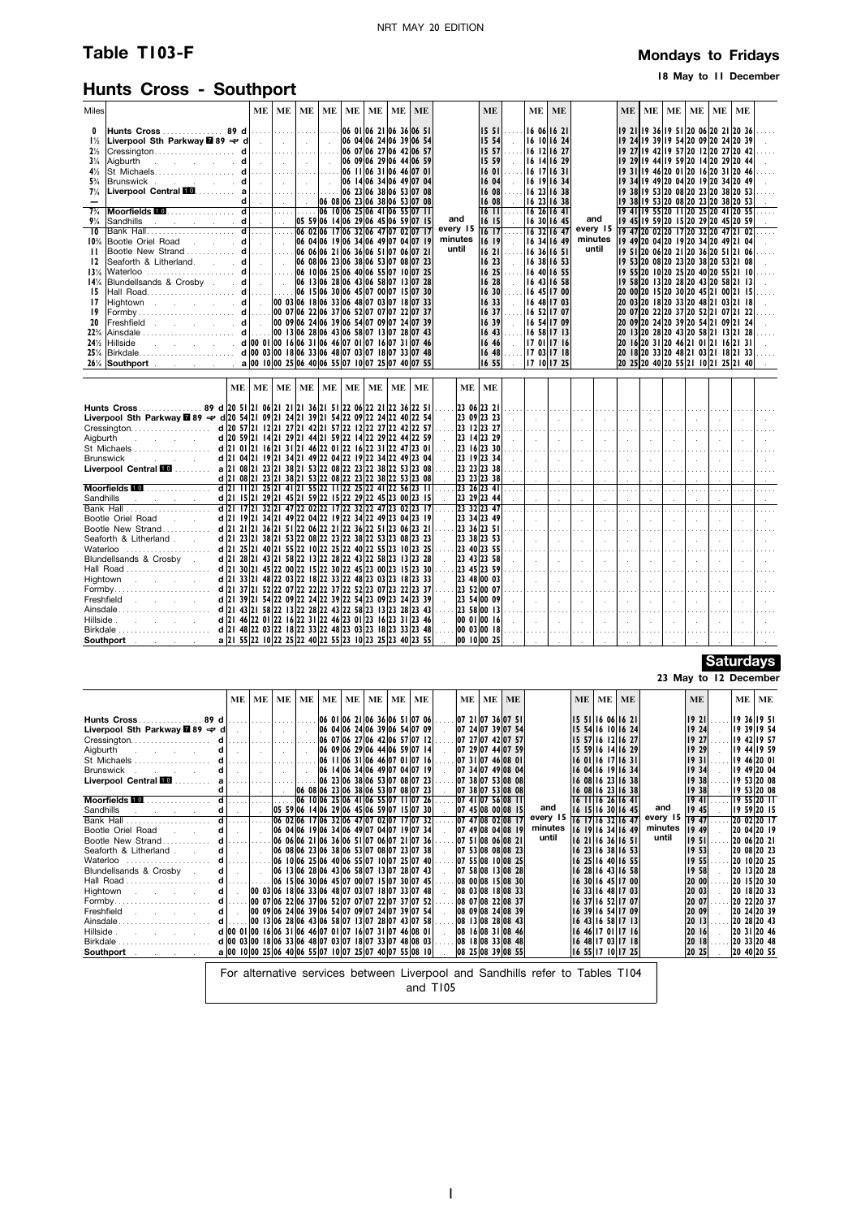# Table T103-F

NRT MAY 20 EDITION

## Hunts Cross - Southport

**Mondays to Fridays**

**18 May to 11 December**

| Miles | | | ME | ME | ME | ME | ME | ME | ME | ME | | ME | ME | ME | | ME | ME | ME | ME | ME | ME |
|---|---|---|---|---|---|---|---|---|---|---|---|---|---|---|---|---|---|---|---|---|---|
| 0 | **Hunts Cross** 89 | d | | | | | 06 01 | 06 21 | 06 36 | 06 51 | and | 15 51 | 16 06 | 16 21 | and | 19 21 | 19 36 | 19 51 | 20 06 | 20 21 | 20 36 |
| 1½ | **Liverpool Sth Parkway** 89 ✈ | d | | | | | 06 04 | 06 24 | 06 39 | 06 54 | every 15 | 15 54 | 16 10 | 16 24 | every 15 | 19 24 | 19 39 | 19 54 | 20 09 | 20 24 | 20 39 |
| 2½ | Cressington | d | | | | | 06 07 | 06 27 | 06 42 | 06 57 | minutes | 15 57 | 16 12 | 16 27 | minutes | 19 27 | 19 42 | 19 57 | 20 12 | 20 27 | 20 42 |
| 3¼ | Aigburth | d | | | | | 06 09 | 06 29 | 06 44 | 06 59 | until | 15 59 | 16 14 | 16 29 | until | 19 29 | 19 44 | 19 59 | 20 14 | 20 29 | 20 44 |
| 4½ | St Michaels | d | | | | | 06 11 | 06 31 | 06 46 | 07 01 | | 16 01 | 16 17 | 16 31 | | 19 31 | 19 46 | 20 01 | 20 16 | 20 31 | 20 46 |
| 5¾ | Brunswick | d | | | | | 06 14 | 06 34 | 06 49 | 07 04 | | 16 04 | 16 19 | 16 34 | | 19 34 | 19 49 | 20 04 | 20 19 | 20 34 | 20 49 |
| 7¼ | **Liverpool Central** | a | | | | | 06 23 | 06 38 | 06 53 | 07 08 | | 16 08 | 16 23 | 16 38 | | 19 38 | 19 53 | 20 08 | 20 23 | 20 38 | 20 53 |
| — | | d | | | | 06 08 | 06 23 | 06 38 | 06 53 | 07 08 | | 16 08 | 16 23 | 16 38 | | 19 38 | 19 53 | 20 08 | 20 23 | 20 38 | 20 53 |
| 7¾ | **Moorfields** | d | | | | 06 10 | 06 25 | 06 41 | 06 55 | 07 11 | | 16 11 | 16 26 | 16 41 | | 19 41 | 19 55 | 20 11 | 20 25 | 20 41 | 20 55 |
| 9¼ | Sandhills | d | | | 05 59 | 06 14 | 06 29 | 06 45 | 06 59 | 07 15 | | 16 15 | 16 30 | 16 45 | | 19 45 | 19 59 | 20 15 | 20 29 | 20 45 | 20 59 |
| 10 | Bank Hall | d | | | 06 02 | 06 17 | 06 32 | 06 47 | 07 02 | 07 17 | | 16 17 | 16 32 | 16 47 | | 19 47 | 20 02 | 20 17 | 20 32 | 20 47 | 21 02 |
| 10¾ | Bootle Oriel Road | d | | | 06 04 | 06 19 | 06 34 | 06 49 | 07 04 | 07 19 | | 16 19 | 16 34 | 16 49 | | 19 49 | 20 04 | 20 19 | 20 34 | 20 49 | 21 04 |
| 11 | Bootle New Strand | d | | | 06 06 | 06 21 | 06 36 | 06 51 | 07 06 | 07 21 | | 16 21 | 16 36 | 16 51 | | 19 51 | 20 06 | 20 21 | 20 36 | 20 51 | 21 06 |
| 12 | Seaforth & Litherland | d | | | 06 08 | 06 23 | 06 38 | 06 53 | 07 08 | 07 23 | | 16 23 | 16 38 | 16 53 | | 19 53 | 20 08 | 20 23 | 20 38 | 20 53 | 21 08 |
| 13¼ | Waterloo | d | | | 06 10 | 06 25 | 06 40 | 06 55 | 07 10 | 07 25 | | 16 25 | 16 40 | 16 55 | | 19 55 | 20 10 | 20 25 | 20 40 | 20 55 | 21 10 |
| 14¼ | Blundellsands & Crosby | d | | | 06 13 | 06 28 | 06 43 | 06 58 | 07 13 | 07 28 | | 16 28 | 16 43 | 16 58 | | 19 58 | 20 13 | 20 28 | 20 43 | 20 58 | 21 13 |
| 15 | Hall Road | d | | | 06 15 | 06 30 | 06 45 | 07 00 | 07 15 | 07 30 | | 16 30 | 16 45 | 17 00 | | 20 00 | 20 15 | 20 30 | 20 45 | 21 00 | 21 15 |
| 17 | Hightown | d | | 00 03 | 06 18 | 06 33 | 06 48 | 07 03 | 07 18 | 07 33 | | 16 33 | 16 48 | 17 03 | | 20 03 | 20 18 | 20 33 | 20 48 | 21 03 | 21 18 |
| 19 | Formby | d | | 00 07 | 06 22 | 06 37 | 06 52 | 07 07 | 07 22 | 07 37 | | 16 37 | 16 52 | 17 07 | | 20 07 | 20 22 | 20 37 | 20 52 | 21 07 | 21 22 |
| 20 | Freshfield | d | | 00 09 | 06 24 | 06 39 | 06 54 | 07 09 | 07 24 | 07 39 | | 16 39 | 16 54 | 17 09 | | 20 09 | 20 24 | 20 39 | 20 54 | 21 09 | 21 24 |
| 22¾ | Ainsdale | d | | 00 13 | 06 28 | 06 43 | 06 58 | 07 13 | 07 28 | 07 43 | | 16 43 | 16 58 | 17 13 | | 20 13 | 20 28 | 20 43 | 20 58 | 21 13 | 21 28 |
| 24½ | Hillside | d | 00 01 | 00 16 | 06 31 | 06 46 | 07 01 | 07 16 | 07 31 | 07 46 | | 16 46 | 17 01 | 17 16 | | 20 16 | 20 31 | 20 46 | 21 01 | 21 16 | 21 31 |
| 25¼ | Birkdale | d | 00 03 | 00 18 | 06 33 | 06 48 | 07 03 | 07 18 | 07 33 | 07 48 | | 16 48 | 17 03 | 17 18 | | 20 18 | 20 33 | 20 48 | 21 03 | 21 18 | 21 33 |
| 26¼ | **Southport** | a | 00 10 | 00 25 | 06 40 | 06 55 | 07 10 | 07 25 | 07 40 | 07 55 | | 16 55 | 17 10 | 17 25 | | 20 25 | 20 40 | 20 55 | 21 10 | 21 25 | 21 40 |

| | | ME | ME | ME | ME | ME | ME | ME | ME | ME | | ME | ME |
|---|---|---|---|---|---|---|---|---|---|---|---|---|---|
| **Hunts Cross** 89 | d | 20 51 | 21 06 | 21 21 | 21 36 | 21 51 | 22 06 | 22 21 | 22 36 | 22 51 | | 23 06 | 23 21 |
| **Liverpool Sth Parkway** 89 ✈ | d | 20 54 | 21 09 | 21 24 | 21 39 | 21 54 | 22 09 | 22 24 | 22 40 | 22 54 | | 23 09 | 23 23 |
| Cressington | d | 20 57 | 21 12 | 21 27 | 21 42 | 21 57 | 22 12 | 22 27 | 22 42 | 22 57 | | 23 12 | 23 27 |
| Aigburth | d | 20 59 | 21 14 | 21 29 | 21 44 | 21 59 | 22 14 | 22 29 | 22 44 | 22 59 | | 23 14 | 23 29 |
| St Michaels | d | 21 01 | 21 16 | 21 31 | 21 46 | 22 01 | 22 16 | 22 31 | 22 47 | 23 01 | | 23 16 | 23 30 |
| Brunswick | d | 21 04 | 21 19 | 21 34 | 21 49 | 22 04 | 22 19 | 22 34 | 22 49 | 23 04 | | 23 19 | 23 34 |
| **Liverpool Central** | a | 21 08 | 21 23 | 21 38 | 21 53 | 22 08 | 22 23 | 22 38 | 22 53 | 23 08 | | 23 23 | 23 38 |
| | d | 21 08 | 21 23 | 21 38 | 21 53 | 22 08 | 22 23 | 22 38 | 22 53 | 23 08 | | 23 23 | 23 38 |
| **Moorfields** | d | 21 11 | 21 25 | 21 41 | 21 55 | 22 11 | 22 25 | 22 41 | 22 56 | 23 11 | | 23 26 | 23 41 |
| Sandhills | d | 21 15 | 21 29 | 21 45 | 21 59 | 22 15 | 22 29 | 22 45 | 23 00 | 23 15 | | 23 29 | 23 44 |
| Bank Hall | d | 21 17 | 21 32 | 21 47 | 22 02 | 22 17 | 22 32 | 22 47 | 23 02 | 23 17 | | 23 32 | 23 47 |
| Bootle Oriel Road | d | 21 19 | 21 34 | 21 49 | 22 04 | 22 19 | 22 34 | 22 49 | 23 04 | 23 19 | | 23 34 | 23 49 |
| Bootle New Strand | d | 21 21 | 21 36 | 21 51 | 22 06 | 22 21 | 22 36 | 22 51 | 23 06 | 23 21 | | 23 36 | 23 51 |
| Seaforth & Litherland | d | 21 23 | 21 38 | 21 53 | 22 08 | 22 23 | 22 38 | 22 53 | 23 08 | 23 23 | | 23 38 | 23 53 |
| Waterloo | d | 21 25 | 21 40 | 21 55 | 22 10 | 22 25 | 22 40 | 22 55 | 23 10 | 23 25 | | 23 40 | 23 55 |
| Blundellsands & Crosby | d | 21 28 | 21 43 | 21 58 | 22 13 | 22 28 | 22 43 | 22 58 | 23 13 | 23 28 | | 23 43 | 23 58 |
| Hall Road | d | 21 30 | 21 45 | 22 00 | 22 15 | 22 30 | 22 45 | 23 00 | 23 15 | 23 30 | | 23 45 | 23 59 |
| Hightown | d | 21 33 | 21 48 | 22 03 | 22 18 | 22 33 | 22 48 | 23 03 | 23 18 | 23 33 | | 23 48 | 00 03 |
| Formby | d | 21 37 | 21 52 | 22 07 | 22 22 | 22 37 | 22 52 | 23 07 | 23 22 | 23 37 | | 23 52 | 00 07 |
| Freshfield | d | 21 39 | 21 54 | 22 09 | 22 24 | 22 39 | 22 54 | 23 09 | 23 24 | 23 39 | | 23 54 | 00 09 |
| Ainsdale | d | 21 43 | 21 58 | 22 13 | 22 28 | 22 43 | 22 58 | 23 13 | 23 28 | 23 43 | | 23 58 | 00 13 |
| Hillside | d | 21 46 | 22 01 | 22 16 | 22 31 | 22 46 | 23 01 | 23 16 | 23 31 | 23 46 | | 00 01 | 00 16 |
| Birkdale | d | 21 48 | 22 03 | 22 18 | 22 33 | 22 48 | 23 03 | 23 18 | 23 33 | 23 48 | | 00 03 | 00 18 |
| **Southport** | a | 21 55 | 22 10 | 22 25 | 22 40 | 22 55 | 23 10 | 23 25 | 23 40 | 23 55 | | 00 10 | 00 25 |

**Saturdays**

**23 May to 12 December**

| | | ME | ME | ME | ME | ME | ME | ME | ME | ME | | ME | ME | ME | | ME | ME | ME | | ME | | ME | ME |
|---|---|---|---|---|---|---|---|---|---|---|---|---|---|---|---|---|---|---|---|---|---|---|---|
| **Hunts Cross** 89 | d | | | | | 06 01 | 06 21 | 06 36 | 06 51 | 07 06 | | 07 21 | 07 36 | 07 51 | | 15 51 | 16 06 | 16 21 | | 19 21 | | 19 36 | 19 51 |
| **Liverpool Sth Parkway** 89 ✈ | d | | | | | 06 04 | 06 24 | 06 39 | 06 54 | 07 09 | | 07 24 | 07 39 | 07 54 | | 15 54 | 16 10 | 16 24 | | 19 24 | | 19 39 | 19 54 |
| Cressington | d | | | | | 06 07 | 06 27 | 06 42 | 06 57 | 07 12 | | 07 27 | 07 42 | 07 57 | | 15 57 | 16 12 | 16 27 | | 19 27 | | 19 42 | 19 57 |
| Aigburth | d | | | | | 06 09 | 06 29 | 06 44 | 06 59 | 07 14 | | 07 29 | 07 44 | 07 59 | | 15 59 | 16 14 | 16 29 | | 19 29 | | 19 44 | 19 59 |
| St Michaels | d | | | | | 06 11 | 06 31 | 06 46 | 07 01 | 07 16 | | 07 31 | 07 46 | 08 01 | | 16 01 | 16 17 | 16 31 | | 19 31 | | 19 46 | 20 01 |
| Brunswick | d | | | | | 06 14 | 06 34 | 06 49 | 07 04 | 07 19 | | 07 34 | 07 49 | 08 04 | | 16 04 | 16 19 | 16 34 | | 19 34 | | 19 49 | 20 04 |
| **Liverpool Central** | a | | | | | 06 23 | 06 38 | 06 53 | 07 08 | 07 23 | | 07 38 | 07 53 | 08 08 | | 16 08 | 16 23 | 16 38 | | 19 38 | | 19 53 | 20 08 |
| | d | | | | 06 08 | 06 23 | 06 38 | 06 53 | 07 08 | 07 23 | | 07 38 | 07 53 | 08 08 | | 16 08 | 16 23 | 16 38 | | 19 38 | | 19 53 | 20 08 |
| **Moorfields** | d | | | | 06 10 | 06 25 | 06 41 | 06 55 | 07 11 | 07 26 | | 07 41 | 07 56 | 08 11 | and | 16 11 | 16 26 | 16 41 | and | 19 41 | | 19 55 | 20 11 |
| Sandhills | d | | | 05 59 | 06 14 | 06 29 | 06 45 | 06 59 | 07 15 | 07 30 | | 07 45 | 08 00 | 08 15 | every 15 | 16 15 | 16 30 | 16 45 | every 15 | 19 45 | | 19 59 | 20 15 |
| Bank Hall | d | | | 06 02 | 06 17 | 06 32 | 06 47 | 07 02 | 07 17 | 07 32 | | 07 47 | 08 02 | 08 17 | minutes | 16 17 | 16 32 | 16 47 | minutes | 19 47 | | 20 02 | 20 17 |
| Bootle Oriel Road | d | | | 06 04 | 06 19 | 06 34 | 06 49 | 07 04 | 07 19 | 07 34 | | 07 49 | 08 04 | 08 19 | until | 16 19 | 16 34 | 16 49 | until | 19 49 | | 20 04 | 20 19 |
| Bootle New Strand | d | | | 06 06 | 06 21 | 06 36 | 06 51 | 07 06 | 07 21 | 07 36 | | 07 51 | 08 06 | 08 21 | | 16 21 | 16 36 | 16 51 | | 19 51 | | 20 06 | 20 21 |
| Seaforth & Litherland | d | | | 06 08 | 06 23 | 06 38 | 06 53 | 07 08 | 07 23 | 07 38 | | 07 53 | 08 08 | 08 23 | | 16 23 | 16 38 | 16 53 | | 19 53 | | 20 08 | 20 23 |
| Waterloo | d | | | 06 10 | 06 25 | 06 40 | 06 55 | 07 10 | 07 25 | 07 40 | | 07 55 | 08 10 | 08 25 | | 16 25 | 16 40 | 16 55 | | 19 55 | | 20 10 | 20 25 |
| Blundellsands & Crosby | d | | | 06 13 | 06 28 | 06 43 | 06 58 | 07 13 | 07 28 | 07 43 | | 07 58 | 08 13 | 08 28 | | 16 28 | 16 43 | 16 58 | | 19 58 | | 20 13 | 20 28 |
| Hall Road | d | | | 06 15 | 06 30 | 06 45 | 07 00 | 07 15 | 07 30 | 07 45 | | 08 00 | 08 15 | 08 30 | | 16 30 | 16 45 | 17 00 | | 20 00 | | 20 15 | 20 30 |
| Hightown | d | | 00 03 | 06 18 | 06 33 | 06 48 | 07 03 | 07 18 | 07 33 | 07 48 | | 08 03 | 08 18 | 08 33 | | 16 33 | 16 48 | 17 03 | | 20 03 | | 20 18 | 20 33 |
| Formby | d | | 00 07 | 06 22 | 06 37 | 06 52 | 07 07 | 07 22 | 07 37 | 07 52 | | 08 07 | 08 22 | 08 37 | | 16 37 | 16 52 | 17 07 | | 20 07 | | 20 22 | 20 37 |
| Freshfield | d | | 00 09 | 06 24 | 06 39 | 06 54 | 07 09 | 07 24 | 07 39 | 07 54 | | 08 09 | 08 24 | 08 39 | | 16 39 | 16 54 | 17 09 | | 20 09 | | 20 24 | 20 39 |
| Ainsdale | d | | 00 13 | 06 28 | 06 43 | 06 58 | 07 13 | 07 28 | 07 43 | 07 58 | | 08 13 | 08 28 | 08 43 | | 16 43 | 16 58 | 17 13 | | 20 13 | | 20 28 | 20 43 |
| Hillside | d | 00 01 | 00 16 | 06 31 | 06 46 | 07 01 | 07 16 | 07 31 | 07 46 | 08 01 | | 08 16 | 08 31 | 08 46 | | 16 46 | 17 01 | 17 16 | | 20 16 | | 20 31 | 20 46 |
| Birkdale | d | 00 03 | 00 18 | 06 33 | 06 48 | 07 03 | 07 18 | 07 33 | 07 48 | 08 03 | | 08 18 | 08 33 | 08 48 | | 16 48 | 17 03 | 17 18 | | 20 18 | | 20 33 | 20 48 |
| **Southport** | a | 00 10 | 00 25 | 06 40 | 06 55 | 07 10 | 07 25 | 07 40 | 07 55 | 08 10 | | 08 25 | 08 39 | 08 55 | | 16 55 | 17 10 | 17 25 | | 20 25 | | 20 40 | 20 55 |

For alternative services between Liverpool and Sandhills refer to Tables T104 and T105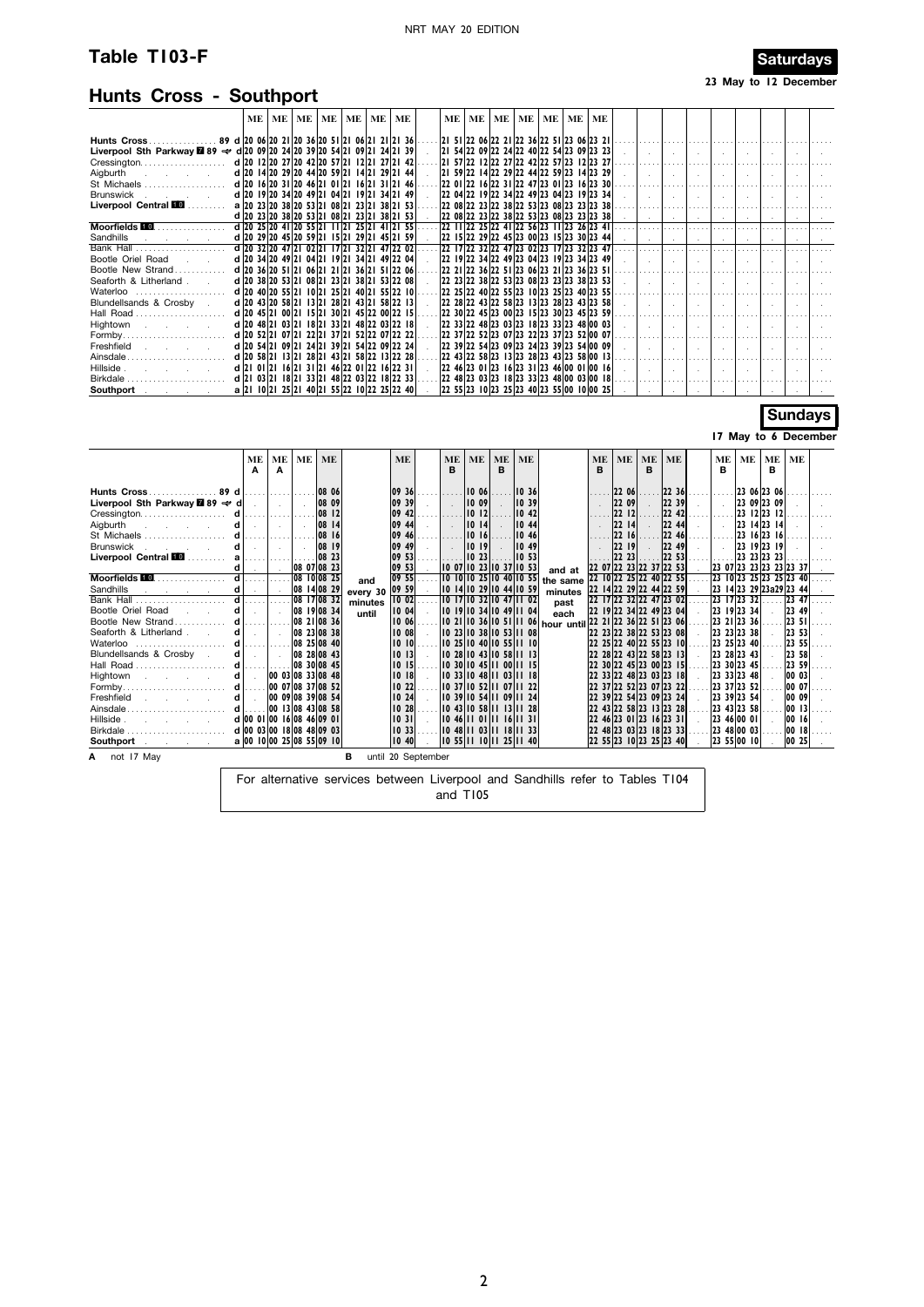## Table T103-F

**Saturdays**

23 May to 12 December

## Hunts Cross - Southport

| | | ME | ME | ME | ME | ME | ME | ME | ME | ME | ME | ME | ME | ME | ME |
|---|---|---|---|---|---|---|---|---|---|---|---|---|---|---|---|
| Hunts Cross 89 | d | 20 06 | 20 21 | 20 36 | 20 51 | 21 06 | 21 21 | 21 36 | 21 51 | 22 06 | 22 21 | 22 36 | 22 51 | 23 06 | 23 21 |
| Liverpool Sth Parkway 7 89 | d | 20 09 | 20 24 | 20 39 | 20 54 | 21 09 | 21 24 | 21 39 | 21 54 | 22 09 | 22 24 | 22 40 | 22 54 | 23 09 | 23 23 |
| Cressington | d | 20 12 | 20 27 | 20 42 | 20 57 | 21 12 | 21 27 | 21 42 | 21 57 | 22 12 | 22 27 | 22 42 | 22 57 | 23 12 | 23 27 |
| Aigburth | d | 20 14 | 20 29 | 20 44 | 20 59 | 21 14 | 21 29 | 21 44 | 21 59 | 22 14 | 22 29 | 22 44 | 22 59 | 23 14 | 23 29 |
| St Michaels | d | 20 16 | 20 31 | 20 46 | 21 01 | 21 16 | 21 31 | 21 46 | 22 01 | 22 16 | 22 31 | 22 47 | 23 01 | 23 16 | 23 30 |
| Brunswick | d | 20 19 | 20 34 | 20 49 | 21 04 | 21 19 | 21 34 | 21 49 | 22 04 | 22 19 | 22 34 | 22 49 | 23 04 | 23 19 | 23 34 |
| Liverpool Central 10 | a | 20 23 | 20 38 | 20 53 | 21 08 | 21 23 | 21 38 | 21 53 | 22 08 | 22 23 | 22 38 | 22 53 | 23 08 | 23 23 | 23 38 |
| | d | 20 23 | 20 38 | 20 53 | 21 08 | 21 23 | 21 38 | 21 53 | 22 08 | 22 23 | 22 38 | 22 53 | 23 08 | 23 23 | 23 38 |
| Moorfields 10 | d | 20 25 | 20 41 | 20 55 | 21 11 | 21 25 | 21 41 | 21 55 | 22 11 | 22 25 | 22 41 | 22 56 | 23 11 | 23 26 | 23 41 |
| Sandhills | d | 20 29 | 20 45 | 20 59 | 21 15 | 21 29 | 21 45 | 21 59 | 22 15 | 22 29 | 22 45 | 23 00 | 23 15 | 23 30 | 23 44 |
| Bank Hall | d | 20 32 | 20 47 | 21 02 | 21 17 | 21 32 | 21 47 | 22 02 | 22 17 | 22 32 | 22 47 | 23 02 | 23 17 | 23 32 | 23 47 |
| Bootle Oriel Road | d | 20 34 | 20 49 | 21 04 | 21 19 | 21 34 | 21 49 | 22 04 | 22 19 | 22 34 | 22 49 | 23 04 | 23 19 | 23 34 | 23 49 |
| Bootle New Strand | d | 20 36 | 20 51 | 21 06 | 21 21 | 21 36 | 21 51 | 22 06 | 22 21 | 22 36 | 22 51 | 23 06 | 23 21 | 23 36 | 23 51 |
| Seaforth & Litherland | d | 20 38 | 20 53 | 21 08 | 21 23 | 21 38 | 21 53 | 22 08 | 22 23 | 22 38 | 22 53 | 23 08 | 23 23 | 23 38 | 23 53 |
| Waterloo | d | 20 40 | 20 55 | 21 10 | 21 25 | 21 40 | 21 55 | 22 10 | 22 25 | 22 40 | 22 55 | 23 10 | 23 25 | 23 40 | 23 55 |
| Blundellsands & Crosby | d | 20 43 | 20 58 | 21 13 | 21 28 | 21 43 | 21 58 | 22 13 | 22 28 | 22 43 | 22 58 | 23 13 | 23 28 | 23 43 | 23 58 |
| Hall Road | d | 20 45 | 21 00 | 21 15 | 21 30 | 21 45 | 22 00 | 22 15 | 22 30 | 22 45 | 23 00 | 23 15 | 23 30 | 23 45 | 23 59 |
| Hightown | d | 20 48 | 21 03 | 21 18 | 21 33 | 21 48 | 22 03 | 22 18 | 22 33 | 22 48 | 23 03 | 23 18 | 23 33 | 23 48 | 00 03 |
| Formby | d | 20 52 | 21 07 | 21 22 | 21 37 | 21 52 | 22 07 | 22 22 | 22 37 | 22 52 | 23 07 | 23 22 | 23 37 | 23 52 | 00 07 |
| Freshfield | d | 20 54 | 21 09 | 21 24 | 21 39 | 21 54 | 22 09 | 22 24 | 22 39 | 22 54 | 23 09 | 23 24 | 23 39 | 23 54 | 00 09 |
| Ainsdale | d | 20 58 | 21 13 | 21 28 | 21 43 | 21 58 | 22 13 | 22 28 | 22 43 | 22 58 | 23 13 | 23 28 | 23 43 | 23 58 | 00 13 |
| Hillside | d | 21 01 | 21 16 | 21 31 | 21 46 | 22 01 | 22 16 | 22 31 | 22 46 | 23 01 | 23 16 | 23 31 | 23 46 | 00 01 | 00 16 |
| Birkdale | d | 21 03 | 21 18 | 21 33 | 21 48 | 22 03 | 22 18 | 22 33 | 22 48 | 23 03 | 23 18 | 23 33 | 23 48 | 00 03 | 00 18 |
| Southport | a | 21 10 | 21 25 | 21 40 | 21 55 | 22 10 | 22 25 | 22 40 | 22 55 | 23 10 | 23 25 | 23 40 | 23 55 | 00 10 | 00 25 |

**Sundays**

17 May to 6 December

| | | ME A | ME A | ME | ME | | ME | ME B | ME | ME B | ME | | ME B | ME | ME B | ME | ME B | ME | ME B | ME |
|---|---|---|---|---|---|---|---|---|---|---|---|---|---|---|---|---|---|---|---|---|
| Hunts Cross 89 | d | | | | 08 06 | | 09 36 | | 10 06 | | 10 36 | | | 22 06 | | 22 36 | | 23 06 | 23 06 | |
| Liverpool Sth Parkway 7 89 | d | | | | 08 09 | | 09 39 | | 10 09 | | 10 39 | | | 22 09 | | 22 39 | | 23 09 | 23 09 | |
| Cressington | d | | | | 08 12 | | 09 42 | | 10 12 | | 10 42 | | | 22 12 | | 22 42 | | 23 12 | 23 12 | |
| Aigburth | d | | | | 08 14 | | 09 44 | | 10 14 | | 10 44 | | | 22 14 | | 22 44 | | 23 14 | 23 14 | |
| St Michaels | d | | | | 08 16 | | 09 46 | | 10 16 | | 10 46 | | | 22 16 | | 22 46 | | 23 16 | 23 16 | |
| Brunswick | d | | | | 08 19 | | 09 49 | | 10 19 | | 10 49 | | | 22 19 | | 22 49 | | 23 19 | 23 19 | |
| Liverpool Central 10 | a | | | | 08 23 | | 09 53 | | 10 23 | | 10 53 | | | 22 23 | | 22 53 | | 23 23 | 23 23 | |
| | d | | | 08 07 | 08 23 | | 09 53 | 10 07 | 10 23 | 10 37 | 10 53 | and at | 22 07 | 22 23 | 22 37 | 22 53 | 23 07 | 23 23 | 23 23 | 23 37 |
| Moorfields 10 | d | | | 08 10 | 08 25 | and | 09 55 | 10 10 | 10 25 | 10 40 | 10 55 | the same | 22 10 | 22 25 | 22 40 | 22 55 | 23 10 | 23 25 | 23 25 | 23 40 |
| Sandhills | d | | | 08 14 | 08 29 | every 30 | 09 59 | 10 14 | 10 29 | 10 44 | 10 59 | minutes | 22 14 | 22 29 | 22 44 | 22 59 | 23 14 | 23 29 | 23a29 | 23 44 |
| Bank Hall | d | | | 08 17 | 08 32 | minutes | 10 02 | 10 17 | 10 32 | 10 47 | 11 02 | past | 22 17 | 22 32 | 22 47 | 23 02 | 23 17 | 23 32 | | 23 47 |
| Bootle Oriel Road | d | | | 08 19 | 08 34 | until | 10 04 | 10 19 | 10 34 | 10 49 | 11 04 | each | 22 19 | 22 34 | 22 49 | 23 04 | 23 19 | 23 34 | | 23 49 |
| Bootle New Strand | d | | | 08 21 | 08 36 | | 10 06 | 10 21 | 10 36 | 10 51 | 11 06 | hour until | 22 21 | 22 36 | 22 51 | 23 06 | 23 21 | 23 36 | | 23 51 |
| Seaforth & Litherland | d | | | 08 23 | 08 38 | | 10 08 | 10 23 | 10 38 | 10 53 | 11 08 | | 22 23 | 22 38 | 22 53 | 23 08 | 23 23 | 23 38 | | 23 53 |
| Waterloo | d | | | 08 25 | 08 40 | | 10 10 | 10 25 | 10 40 | 10 55 | 11 10 | | 22 25 | 22 40 | 22 55 | 23 10 | 23 25 | 23 40 | | 23 55 |
| Blundellsands & Crosby | d | | | 08 28 | 08 43 | | 10 13 | 10 28 | 10 43 | 10 58 | 11 13 | | 22 28 | 22 43 | 22 58 | 23 13 | 23 28 | 23 43 | | 23 58 |
| Hall Road | d | | | 08 30 | 08 45 | | 10 15 | 10 30 | 10 45 | 11 00 | 11 15 | | 22 30 | 22 45 | 23 00 | 23 15 | 23 30 | 23 45 | | 23 59 |
| Hightown | d | | 00 03 | 08 33 | 08 48 | | 10 18 | 10 33 | 10 48 | 11 03 | 11 18 | | 22 33 | 22 48 | 23 03 | 23 18 | 23 33 | 23 48 | | 00 03 |
| Formby | d | | 00 07 | 08 37 | 08 52 | | 10 22 | 10 37 | 10 52 | 11 07 | 11 22 | | 22 37 | 22 52 | 23 07 | 23 22 | 23 37 | 23 52 | | 00 07 |
| Freshfield | d | | 00 09 | 08 39 | 08 54 | | 10 24 | 10 39 | 10 54 | 11 09 | 11 24 | | 22 39 | 22 54 | 23 09 | 23 24 | 23 39 | 23 54 | | 00 09 |
| Ainsdale | d | | 00 13 | 08 43 | 08 58 | | 10 28 | 10 43 | 10 58 | 11 13 | 11 28 | | 22 43 | 22 58 | 23 13 | 23 28 | 23 43 | 23 58 | | 00 13 |
| Hillside | d | 00 01 | 00 16 | 08 46 | 09 01 | | 10 31 | 10 46 | 11 01 | 11 16 | 11 31 | | 22 46 | 23 01 | 23 16 | 23 31 | 23 46 | 00 01 | | 00 16 |
| Birkdale | d | 00 03 | 00 18 | 08 48 | 09 03 | | 10 33 | 10 48 | 11 03 | 11 18 | 11 33 | | 22 48 | 23 03 | 23 18 | 23 33 | 23 48 | 00 03 | | 00 18 |
| Southport | a | 00 10 | 00 25 | 08 55 | 09 10 | | 10 40 | 10 55 | 11 10 | 11 25 | 11 40 | | 22 55 | 23 10 | 23 25 | 23 40 | 23 55 | 00 10 | | 00 25 |

**A** not 17 May

**B** until 20 September

For alternative services between Liverpool and Sandhills refer to Tables T104 and T105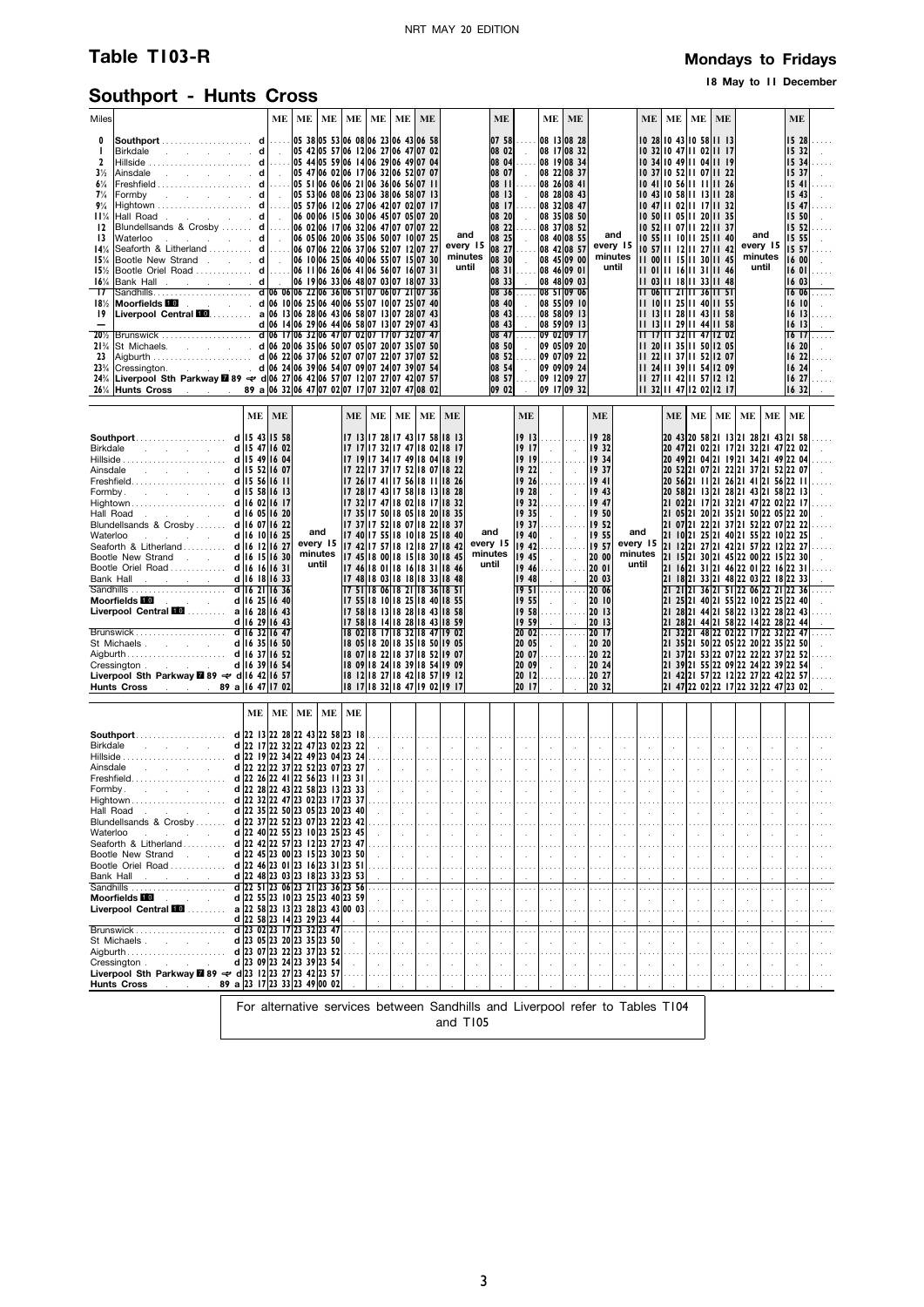## Table T103-R

**Mondays to Fridays**

**18 May to 11 December**

## Southport - Hunts Cross

| Miles | | | | ME | ME | ME | ME | ME | ME | | ME | ME | ME | | ME | ME | ME | ME | | ME |
|---|---|---|---|---|---|---|---|---|---|---|---|---|---|---|---|---|---|---|---|---|
| 0 | **Southport** | d | | 05 38 | 05 53 | 06 08 | 06 23 | 06 43 | 06 58 | and every 15 minutes until | 07 58 | 08 13 | 08 28 | and every 15 minutes until | 10 28 | 10 43 | 10 58 | 11 13 | and every 15 minutes until | 15 28 |
| 1 | Birkdale | d | | 05 42 | 05 57 | 06 12 | 06 27 | 06 47 | 07 02 | | 08 02 | 08 17 | 08 32 | | 10 32 | 10 47 | 11 02 | 11 17 | | 15 32 |
| 2 | Hillside | d | | 05 44 | 05 59 | 06 14 | 06 29 | 06 49 | 07 04 | | 08 04 | 08 19 | 08 34 | | 10 34 | 10 49 | 11 04 | 11 19 | | 15 34 |
| 3½ | Ainsdale | d | | 05 47 | 06 02 | 06 17 | 06 32 | 06 52 | 07 07 | | 08 07 | 08 22 | 08 37 | | 10 37 | 10 52 | 11 07 | 11 22 | | 15 37 |
| 6¼ | Freshfield | d | | 05 51 | 06 06 | 06 21 | 06 36 | 06 56 | 07 11 | | 08 11 | 08 26 | 08 41 | | 10 41 | 10 56 | 11 11 | 11 26 | | 15 41 |
| 7¼ | Formby | d | | 05 53 | 06 08 | 06 23 | 06 38 | 06 58 | 07 13 | | 08 13 | 08 28 | 08 43 | | 10 43 | 10 58 | 11 13 | 11 28 | | 15 43 |
| 9¾ | Hightown | d | | 05 57 | 06 12 | 06 27 | 06 42 | 07 02 | 07 17 | | 08 17 | 08 32 | 08 47 | | 10 47 | 11 02 | 11 17 | 11 32 | | 15 47 |
| 11¼ | Hall Road | d | | 06 00 | 06 15 | 06 30 | 06 45 | 07 05 | 07 20 | | 08 20 | 08 35 | 08 50 | | 10 50 | 11 05 | 11 20 | 11 35 | | 15 50 |
| 12 | Blundellsands & Crosby | d | | 06 02 | 06 17 | 06 32 | 06 47 | 07 07 | 07 22 | | 08 22 | 08 37 | 08 52 | | 10 52 | 11 07 | 11 22 | 11 37 | | 15 52 |
| 13 | Waterloo | d | | 06 05 | 06 20 | 06 35 | 06 50 | 07 10 | 07 25 | | 08 25 | 08 40 | 08 55 | | 10 55 | 11 10 | 11 25 | 11 40 | | 15 55 |
| 14¼ | Seaforth & Litherland | d | | 06 07 | 06 22 | 06 37 | 06 52 | 07 12 | 07 27 | | 08 27 | 08 42 | 08 57 | | 10 57 | 11 12 | 11 27 | 11 42 | | 15 57 |
| 15¼ | Bootle New Strand | d | | 06 10 | 06 25 | 06 40 | 06 55 | 07 15 | 07 30 | | 08 30 | 08 45 | 09 00 | | 11 00 | 11 15 | 11 30 | 11 45 | | 16 00 |
| 15½ | Bootle Oriel Road | d | | 06 11 | 06 26 | 06 41 | 06 56 | 07 16 | 07 31 | | 08 31 | 08 46 | 09 01 | | 11 01 | 11 16 | 11 31 | 11 46 | | 16 01 |
| 16¼ | Bank Hall | d | | 06 19 | 06 33 | 06 48 | 07 03 | 07 18 | 07 33 | | 08 33 | 08 48 | 09 03 | | 11 03 | 11 18 | 11 33 | 11 48 | | 16 03 |
| 17 | Sandhills | d | 06 06 | 06 22 | 06 36 | 06 51 | 07 06 | 07 21 | 07 36 | | 08 36 | 08 51 | 09 06 | | 11 06 | 11 21 | 11 36 | 11 51 | | 16 06 |
| 18½ | **Moorfields** 10 | d | 06 10 | 06 25 | 06 40 | 06 55 | 07 10 | 07 25 | 07 40 | | 08 40 | 08 55 | 09 10 | | 11 10 | 11 25 | 11 40 | 11 55 | | 16 10 |
| 19 | **Liverpool Central** 10 | a | 06 13 | 06 28 | 06 43 | 06 58 | 07 13 | 07 28 | 07 43 | | 08 43 | 08 58 | 09 13 | | 11 13 | 11 28 | 11 43 | 11 58 | | 16 13 |
| — | | d | 06 14 | 06 29 | 06 44 | 06 58 | 07 13 | 07 29 | 07 43 | | 08 43 | 08 59 | 09 13 | | 11 13 | 11 29 | 11 44 | 11 58 | | 16 13 |
| 20½ | Brunswick | d | 06 17 | 06 32 | 06 47 | 07 02 | 07 17 | 07 32 | 07 47 | | 08 47 | 09 02 | 09 17 | | 11 17 | 11 32 | 11 47 | 12 02 | | 16 17 |
| 21¾ | St. Michaels | d | 06 20 | 06 35 | 06 50 | 07 05 | 07 20 | 07 35 | 07 50 | | 08 50 | 09 05 | 09 20 | | 11 20 | 11 35 | 11 50 | 12 05 | | 16 20 |
| 23 | Aigburth | d | 06 22 | 06 37 | 06 52 | 07 07 | 07 22 | 07 37 | 07 52 | | 08 52 | 09 07 | 09 22 | | 11 22 | 11 37 | 11 52 | 12 07 | | 16 22 |
| 23¾ | Cressington | d | 06 24 | 06 39 | 06 54 | 07 09 | 07 24 | 07 39 | 07 54 | | 08 54 | 09 09 | 09 24 | | 11 24 | 11 39 | 11 54 | 12 09 | | 16 24 |
| 24¾ | **Liverpool Sth Parkway** 7 89 ✈ | d | 06 27 | 06 42 | 06 57 | 07 12 | 07 27 | 07 42 | 07 57 | | 08 57 | 09 12 | 09 27 | | 11 27 | 11 42 | 11 57 | 12 12 | | 16 27 |
| 26¼ | **Hunts Cross** | 89 a | 06 32 | 06 47 | 07 02 | 07 17 | 07 32 | 07 47 | 08 02 | | 09 02 | 09 17 | 09 32 | | 11 32 | 11 47 | 12 02 | 12 17 | | 16 32 |

| | | ME | ME | | ME | ME | ME | ME | ME | | ME | ME | | ME | ME | ME | ME | ME | ME |
|---|---|---|---|---|---|---|---|---|---|---|---|---|---|---|---|---|---|---|---|
| **Southport** | d | 15 43 | 15 58 | and every 15 minutes until | 17 13 | 17 28 | 17 43 | 17 58 | 18 13 | and every 15 minutes until | 19 13 | 19 28 | and every 15 minutes until | 20 43 | 20 58 | 21 13 | 21 28 | 21 43 | 21 58 |
| Birkdale | d | 15 47 | 16 02 | | 17 17 | 17 32 | 17 47 | 18 02 | 18 17 | | 19 17 | 19 32 | | 20 47 | 21 02 | 21 17 | 21 32 | 21 47 | 22 02 |
| Hillside | d | 15 49 | 16 04 | | 17 19 | 17 34 | 17 49 | 18 04 | 18 19 | | 19 19 | 19 34 | | 20 49 | 21 04 | 21 19 | 21 34 | 21 49 | 22 04 |
| Ainsdale | d | 15 52 | 16 07 | | 17 22 | 17 37 | 17 52 | 18 07 | 18 22 | | 19 22 | 19 37 | | 20 52 | 21 07 | 21 22 | 21 37 | 21 52 | 22 07 |
| Freshfield | d | 15 56 | 16 11 | | 17 26 | 17 41 | 17 56 | 18 11 | 18 26 | | 19 26 | 19 41 | | 20 56 | 21 11 | 21 26 | 21 41 | 21 56 | 22 11 |
| Formby | d | 15 58 | 16 13 | | 17 28 | 17 43 | 17 58 | 18 13 | 18 28 | | 19 28 | 19 43 | | 20 58 | 21 13 | 21 28 | 21 43 | 21 58 | 22 13 |
| Hightown | d | 16 02 | 16 17 | | 17 32 | 17 47 | 18 02 | 18 17 | 18 32 | | 19 32 | 19 47 | | 21 02 | 21 17 | 21 32 | 21 47 | 22 02 | 22 17 |
| Hall Road | d | 16 05 | 16 20 | | 17 35 | 17 50 | 18 05 | 18 20 | 18 35 | | 19 35 | 19 50 | | 21 05 | 21 20 | 21 35 | 21 50 | 22 05 | 22 20 |
| Blundellsands & Crosby | d | 16 07 | 16 22 | | 17 37 | 17 52 | 18 07 | 18 22 | 18 37 | | 19 37 | 19 52 | | 21 07 | 21 22 | 21 37 | 21 52 | 22 07 | 22 22 |
| Waterloo | d | 16 10 | 16 25 | | 17 40 | 17 55 | 18 10 | 18 25 | 18 40 | | 19 40 | 19 55 | | 21 10 | 21 25 | 21 40 | 21 55 | 22 10 | 22 25 |
| Seaforth & Litherland | d | 16 12 | 16 27 | | 17 42 | 17 57 | 18 12 | 18 27 | 18 42 | | 19 42 | 19 57 | | 21 12 | 21 27 | 21 42 | 21 57 | 22 12 | 22 27 |
| Bootle New Strand | d | 16 15 | 16 30 | | 17 45 | 18 00 | 18 15 | 18 30 | 18 45 | | 19 45 | 20 00 | | 21 15 | 21 30 | 21 45 | 22 00 | 22 15 | 22 30 |
| Bootle Oriel Road | d | 16 16 | 16 31 | | 17 46 | 18 01 | 18 16 | 18 31 | 18 46 | | 19 46 | 20 01 | | 21 16 | 21 31 | 21 46 | 22 01 | 22 16 | 22 31 |
| Bank Hall | d | 16 18 | 16 33 | | 17 48 | 18 03 | 18 18 | 18 33 | 18 48 | | 19 48 | 20 03 | | 21 18 | 21 33 | 21 48 | 22 03 | 22 18 | 22 33 |
| Sandhills | d | 16 21 | 16 36 | | 17 51 | 18 06 | 18 21 | 18 36 | 18 51 | | 19 51 | 20 06 | | 21 21 | 21 36 | 21 51 | 22 06 | 22 21 | 22 36 |
| **Moorfields** 10 | d | 16 25 | 16 40 | | 17 55 | 18 10 | 18 25 | 18 40 | 18 55 | | 19 55 | 20 10 | | 21 25 | 21 40 | 21 55 | 22 10 | 22 25 | 22 40 |
| **Liverpool Central** 10 | a | 16 28 | 16 43 | | 17 58 | 18 13 | 18 28 | 18 43 | 18 58 | | 19 58 | 20 13 | | 21 28 | 21 44 | 21 58 | 22 13 | 22 28 | 22 43 |
| | d | 16 29 | 16 43 | | 17 58 | 18 14 | 18 28 | 18 43 | 18 59 | | 19 59 | 20 13 | | 21 28 | 21 44 | 21 58 | 22 14 | 22 28 | 22 44 |
| Brunswick | d | 16 32 | 16 47 | | 18 02 | 18 17 | 18 32 | 18 47 | 19 02 | | 20 02 | 20 17 | | 21 32 | 21 48 | 22 02 | 22 17 | 22 32 | 22 47 |
| St Michaels | d | 16 35 | 16 50 | | 18 05 | 18 20 | 18 35 | 18 50 | 19 05 | | 20 05 | 20 20 | | 21 35 | 21 50 | 22 05 | 22 20 | 22 35 | 22 50 |
| Aigburth | d | 16 37 | 16 52 | | 18 07 | 18 22 | 18 37 | 18 52 | 19 07 | | 20 07 | 20 22 | | 21 37 | 21 53 | 22 07 | 22 22 | 22 37 | 22 52 |
| Cressington | d | 16 39 | 16 54 | | 18 09 | 18 24 | 18 39 | 18 54 | 19 09 | | 20 09 | 20 24 | | 21 39 | 21 55 | 22 09 | 22 24 | 22 39 | 22 54 |
| **Liverpool Sth Parkway** 7 89 ✈ | d | 16 42 | 16 57 | | 18 12 | 18 27 | 18 42 | 18 57 | 19 12 | | 20 12 | 20 27 | | 21 42 | 21 57 | 22 12 | 22 27 | 22 42 | 22 57 |
| **Hunts Cross** | 89 a | 16 47 | 17 02 | | 18 17 | 18 32 | 18 47 | 19 02 | 19 17 | | 20 17 | 20 32 | | 21 47 | 22 02 | 22 17 | 22 32 | 22 47 | 23 02 |

| | | ME | ME | ME | ME | ME |
|---|---|---|---|---|---|---|
| **Southport** | d | 22 13 | 22 28 | 22 43 | 22 58 | 23 18 |
| Birkdale | d | 22 17 | 22 32 | 22 47 | 23 02 | 23 22 |
| Hillside | d | 22 19 | 22 34 | 22 49 | 23 04 | 23 24 |
| Ainsdale | d | 22 22 | 22 37 | 22 52 | 23 07 | 23 27 |
| Freshfield | d | 22 26 | 22 41 | 22 56 | 23 11 | 23 31 |
| Formby | d | 22 28 | 22 43 | 22 58 | 23 13 | 23 33 |
| Hightown | d | 22 32 | 22 47 | 23 02 | 23 17 | 23 37 |
| Hall Road | d | 22 35 | 22 50 | 23 05 | 23 20 | 23 40 |
| Blundellsands & Crosby | d | 22 37 | 22 52 | 23 07 | 23 22 | 23 42 |
| Waterloo | d | 22 40 | 22 55 | 23 10 | 23 25 | 23 45 |
| Seaforth & Litherland | d | 22 42 | 22 57 | 23 12 | 23 27 | 23 47 |
| Bootle New Strand | d | 22 45 | 23 00 | 23 15 | 23 30 | 23 50 |
| Bootle Oriel Road | d | 22 46 | 23 01 | 23 16 | 23 31 | 23 51 |
| Bank Hall | d | 22 48 | 23 03 | 23 18 | 23 33 | 23 53 |
| Sandhills | d | 22 51 | 23 06 | 23 21 | 23 36 | 23 56 |
| **Moorfields** 10 | d | 22 55 | 23 10 | 23 25 | 23 40 | 23 59 |
| **Liverpool Central** 10 | a | 22 58 | 23 13 | 23 28 | 23 43 | 00 03 |
| | d | 22 58 | 23 14 | 23 29 | 23 44 | |
| Brunswick | d | 23 02 | 23 17 | 23 32 | 23 47 | |
| St Michaels | d | 23 05 | 23 20 | 23 35 | 23 50 | |
| Aigburth | d | 23 07 | 23 22 | 23 37 | 23 52 | |
| Cressington | d | 23 09 | 23 24 | 23 39 | 23 54 | |
| **Liverpool Sth Parkway** 7 89 ✈ | d | 23 12 | 23 27 | 23 42 | 23 57 | |
| **Hunts Cross** | 89 a | 23 17 | 23 33 | 23 49 | 00 02 | |

For alternative services between Sandhills and Liverpool refer to Tables T104 and T105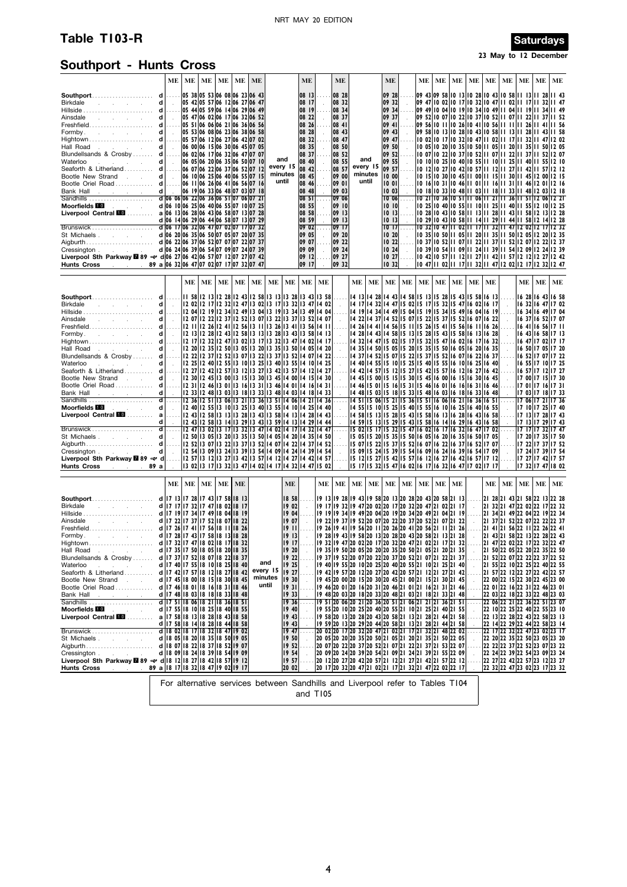# Table T103-R

**Saturdays**

**23 May to 12 December**

## Southport - Hunts Cross

| Station | | ME | ME | ME | ME | ME | ME | | ME | ME | | ME | ME | ME | ME | ME | ME | ME | ME | ME | ME |
|---|---|---|---|---|---|---|---|---|---|---|---|---|---|---|---|---|---|---|---|---|---|
| Southport | d | | 05 38 | 05 53 | 06 08 | 06 23 | 06 43 | and every 15 minutes until | 08 13 | 08 28 | and every 15 minutes until | 09 28 | 09 43 | 09 58 | 10 13 | 10 28 | 10 43 | 10 58 | 11 13 | 11 28 | 11 43 |
| Birkdale | d | | 05 42 | 05 57 | 06 12 | 06 27 | 06 47 | | 08 17 | 08 32 | | 09 32 | 09 47 | 10 02 | 10 17 | 10 32 | 10 47 | 11 02 | 11 17 | 11 32 | 11 47 |
| Hillside | d | | 05 44 | 05 59 | 06 14 | 06 29 | 06 49 | | 08 19 | 08 34 | | 09 34 | 09 49 | 10 04 | 10 19 | 10 34 | 10 49 | 11 04 | 11 19 | 11 34 | 11 49 |
| Ainsdale | d | | 05 47 | 06 02 | 06 17 | 06 32 | 06 52 | | 08 22 | 08 37 | | 09 37 | 09 52 | 10 07 | 10 22 | 10 37 | 10 52 | 11 07 | 11 22 | 11 37 | 11 52 |
| Freshfield | d | | 05 51 | 06 06 | 06 21 | 06 36 | 06 56 | | 08 26 | 08 41 | | 09 41 | 09 56 | 10 11 | 10 26 | 10 41 | 10 56 | 11 11 | 11 26 | 11 41 | 11 56 |
| Formby | d | | 05 53 | 06 08 | 06 23 | 06 38 | 06 58 | | 08 28 | 08 43 | | 09 43 | 09 58 | 10 13 | 10 28 | 10 43 | 10 58 | 11 13 | 11 28 | 11 43 | 11 58 |
| Hightown | d | | 05 57 | 06 12 | 06 27 | 06 42 | 07 02 | | 08 32 | 08 47 | | 09 47 | 10 02 | 10 17 | 10 32 | 10 47 | 11 02 | 11 17 | 11 32 | 11 47 | 12 02 |
| Hall Road | d | | 06 00 | 06 15 | 06 30 | 06 45 | 07 05 | | 08 35 | 08 50 | | 09 50 | 10 05 | 10 20 | 10 35 | 10 50 | 11 05 | 11 20 | 11 35 | 11 50 | 12 05 |
| Blundellsands & Crosby | d | | 06 02 | 06 17 | 06 32 | 06 47 | 07 07 | | 08 37 | 08 52 | | 09 52 | 10 07 | 10 22 | 10 37 | 10 52 | 11 07 | 11 22 | 11 37 | 11 52 | 12 07 |
| Waterloo | d | | 06 05 | 06 20 | 06 35 | 06 50 | 07 10 | | 08 40 | 08 55 | | 09 55 | 10 10 | 10 25 | 10 40 | 10 55 | 11 10 | 11 25 | 11 40 | 11 55 | 12 10 |
| Seaforth & Litherland | d | | 06 07 | 06 22 | 06 37 | 06 52 | 07 12 | | 08 42 | 08 57 | | 09 57 | 10 12 | 10 27 | 10 42 | 10 57 | 11 12 | 11 27 | 11 42 | 11 57 | 12 12 |
| Bootle New Strand | d | | 06 10 | 06 25 | 06 40 | 06 55 | 07 15 | | 08 45 | 09 00 | | 10 00 | 10 15 | 10 30 | 10 45 | 11 00 | 11 15 | 11 30 | 11 45 | 12 00 | 12 15 |
| Bootle Oriel Road | d | | 06 11 | 06 26 | 06 41 | 06 56 | 07 16 | | 08 46 | 09 01 | | 10 01 | 10 16 | 10 31 | 10 46 | 11 01 | 11 16 | 11 31 | 11 46 | 12 01 | 12 16 |
| Bank Hall | d | | 06 19 | 06 33 | 06 48 | 07 03 | 07 18 | | 08 48 | 09 03 | | 10 03 | 10 18 | 10 33 | 10 48 | 11 03 | 11 18 | 11 33 | 11 48 | 12 03 | 12 18 |
| Sandhills | d | 06 06 | 06 22 | 06 36 | 06 51 | 07 06 | 07 21 | | 08 51 | 09 06 | | 10 06 | 10 21 | 10 36 | 10 51 | 11 06 | 11 21 | 11 36 | 11 51 | 12 06 | 12 21 |
| Moorfields 10 | d | 06 10 | 06 25 | 06 40 | 06 55 | 07 10 | 07 25 | | 08 55 | 09 10 | | 10 10 | 10 25 | 10 40 | 10 55 | 11 10 | 11 25 | 11 40 | 11 55 | 12 10 | 12 25 |
| Liverpool Central 10 | a | 06 13 | 06 28 | 06 43 | 06 58 | 07 13 | 07 28 | | 08 58 | 09 13 | | 10 13 | 10 28 | 10 43 | 10 58 | 11 13 | 11 28 | 11 43 | 11 58 | 12 13 | 12 28 |
| | d | 06 14 | 06 29 | 06 44 | 06 58 | 07 13 | 07 29 | | 08 59 | 09 13 | | 10 13 | 10 29 | 10 43 | 10 58 | 11 14 | 11 29 | 11 44 | 11 58 | 12 14 | 12 28 |
| Brunswick | d | 06 17 | 06 32 | 06 47 | 07 02 | 07 17 | 07 32 | | 09 02 | 09 17 | | 10 17 | 10 32 | 10 47 | 11 02 | 11 17 | 11 32 | 11 47 | 12 02 | 12 17 | 12 32 |
| St Michaels | d | 06 20 | 06 35 | 06 50 | 07 05 | 07 20 | 07 35 | | 09 05 | 09 20 | | 10 20 | 10 35 | 10 50 | 11 05 | 11 20 | 11 35 | 11 50 | 12 05 | 12 20 | 12 35 |
| Aigburth | d | 06 22 | 06 37 | 06 52 | 07 07 | 07 22 | 07 37 | | 09 07 | 09 22 | | 10 22 | 10 37 | 10 52 | 11 07 | 11 22 | 11 37 | 11 52 | 12 07 | 12 22 | 12 37 |
| Cressington | d | 06 24 | 06 39 | 06 54 | 07 09 | 07 24 | 07 39 | | 09 09 | 09 24 | | 10 24 | 10 39 | 10 54 | 11 09 | 11 24 | 11 39 | 11 54 | 12 09 | 12 24 | 12 39 |
| Liverpool Sth Parkway 7 89 ✈ | d | 06 27 | 06 42 | 06 57 | 07 12 | 07 27 | 07 42 | | 09 12 | 09 27 | | 10 27 | 10 42 | 10 57 | 11 12 | 11 27 | 11 42 | 11 57 | 12 12 | 12 27 | 12 42 |
| Hunts Cross 89 | a | 06 32 | 06 47 | 07 02 | 07 17 | 07 32 | 07 47 | | 09 17 | 09 32 | | 10 32 | 10 47 | 11 02 | 11 17 | 11 32 | 11 47 | 12 02 | 12 17 | 12 32 | 12 47 |

| Station | | ME | ME | ME | ME | ME | ME | ME | ME | ME | ME | ME | ME | ME | ME | ME | ME | ME | ME | ME | ME | ME |
|---|---|---|---|---|---|---|---|---|---|---|---|---|---|---|---|---|---|---|---|---|---|---|
| Southport | d | 11 58 | 12 13 | 12 28 | 12 43 | 12 58 | 13 13 | 13 28 | 13 43 | 13 58 | 14 13 | 14 28 | 14 43 | 14 58 | 15 13 | 15 28 | 15 43 | 15 58 | 16 13 | 16 28 | 16 43 | 16 58 |
| Birkdale | d | 12 02 | 12 17 | 12 32 | 12 47 | 13 02 | 13 17 | 13 32 | 13 47 | 14 02 | 14 17 | 14 32 | 14 47 | 15 02 | 15 17 | 15 32 | 15 47 | 16 02 | 16 17 | 16 32 | 16 47 | 17 02 |
| Hillside | d | 12 04 | 12 19 | 12 34 | 12 49 | 13 04 | 13 19 | 13 34 | 13 49 | 14 04 | 14 19 | 14 34 | 14 49 | 15 04 | 15 19 | 15 34 | 15 49 | 16 04 | 16 19 | 16 34 | 16 49 | 17 04 |
| Ainsdale | d | 12 07 | 12 22 | 12 37 | 12 52 | 13 07 | 13 22 | 13 37 | 13 52 | 14 07 | 14 22 | 14 37 | 14 52 | 15 07 | 15 22 | 15 37 | 15 52 | 16 07 | 16 22 | 16 37 | 16 52 | 17 07 |
| Freshfield | d | 12 11 | 12 26 | 12 41 | 12 56 | 13 11 | 13 26 | 13 41 | 13 56 | 14 11 | 14 26 | 14 41 | 14 56 | 15 11 | 15 26 | 15 41 | 15 56 | 16 11 | 16 26 | 16 41 | 16 56 | 17 11 |
| Formby | d | 12 13 | 12 28 | 12 43 | 12 58 | 13 13 | 13 28 | 13 43 | 13 58 | 14 13 | 14 28 | 14 43 | 14 58 | 15 13 | 15 28 | 15 43 | 15 58 | 16 13 | 16 28 | 16 43 | 16 58 | 17 13 |
| Hightown | d | 12 17 | 12 32 | 12 47 | 13 02 | 13 17 | 13 32 | 13 47 | 14 02 | 14 17 | 14 32 | 14 47 | 15 02 | 15 17 | 15 32 | 15 47 | 16 02 | 16 17 | 16 32 | 16 47 | 17 02 | 17 17 |
| Hall Road | d | 12 20 | 12 35 | 12 50 | 13 05 | 13 20 | 13 35 | 13 50 | 14 05 | 14 20 | 14 35 | 14 50 | 15 05 | 15 20 | 15 35 | 15 50 | 16 05 | 16 20 | 16 35 | 16 50 | 17 05 | 17 20 |
| Blundellsands & Crosby | d | 12 22 | 12 37 | 12 52 | 13 07 | 13 22 | 13 37 | 13 52 | 14 07 | 14 22 | 14 37 | 14 52 | 15 07 | 15 22 | 15 37 | 15 52 | 16 07 | 16 22 | 16 37 | 16 52 | 17 07 | 17 22 |
| Waterloo | d | 12 25 | 12 40 | 12 55 | 13 10 | 13 25 | 13 40 | 13 55 | 14 10 | 14 25 | 14 40 | 14 55 | 15 10 | 15 25 | 15 40 | 15 55 | 16 10 | 16 25 | 16 40 | 16 55 | 17 10 | 17 25 |
| Seaforth & Litherland | d | 12 27 | 12 42 | 12 57 | 13 12 | 13 27 | 13 42 | 13 57 | 14 12 | 14 27 | 14 42 | 14 57 | 15 12 | 15 27 | 15 42 | 15 57 | 16 12 | 16 27 | 16 42 | 16 57 | 17 12 | 17 27 |
| Bootle New Strand | d | 12 30 | 12 45 | 13 00 | 13 15 | 13 30 | 13 45 | 14 00 | 14 15 | 14 30 | 14 45 | 15 00 | 15 15 | 15 30 | 15 45 | 16 00 | 16 15 | 16 30 | 16 45 | 17 00 | 17 15 | 17 30 |
| Bootle Oriel Road | d | 12 31 | 12 46 | 13 01 | 13 16 | 13 31 | 13 46 | 14 01 | 14 16 | 14 31 | 14 46 | 15 01 | 15 16 | 15 31 | 15 46 | 16 01 | 16 16 | 16 31 | 16 46 | 17 01 | 17 16 | 17 31 |
| Bank Hall | d | 12 33 | 12 48 | 13 03 | 13 18 | 13 33 | 13 48 | 14 03 | 14 18 | 14 33 | 14 48 | 15 03 | 15 18 | 15 33 | 15 48 | 16 03 | 16 18 | 16 33 | 16 48 | 17 03 | 17 18 | 17 33 |
| Sandhills | d | 12 36 | 12 51 | 13 06 | 13 21 | 13 36 | 13 51 | 14 06 | 14 21 | 14 36 | 14 51 | 15 06 | 15 21 | 15 36 | 15 51 | 16 06 | 16 21 | 16 36 | 16 51 | 17 06 | 17 21 | 17 36 |
| Moorfields 10 | d | 12 40 | 12 55 | 13 10 | 13 25 | 13 40 | 13 55 | 14 10 | 14 25 | 14 40 | 14 55 | 15 10 | 15 25 | 15 40 | 15 55 | 16 10 | 16 25 | 16 40 | 16 55 | 17 10 | 17 25 | 17 40 |
| Liverpool Central 10 | a | 12 43 | 12 58 | 13 13 | 13 28 | 13 43 | 13 58 | 14 13 | 14 28 | 14 43 | 14 58 | 15 13 | 15 28 | 15 43 | 15 58 | 16 13 | 16 28 | 16 43 | 16 58 | 17 13 | 17 28 | 17 43 |
| | d | 12 43 | 12 58 | 13 14 | 13 29 | 13 43 | 13 59 | 14 13 | 14 29 | 14 44 | 14 59 | 15 13 | 15 29 | 15 43 | 15 58 | 16 14 | 16 29 | 16 43 | 16 58 | 17 13 | 17 29 | 17 43 |
| Brunswick | d | 12 47 | 13 02 | 13 17 | 13 32 | 13 47 | 14 02 | 14 17 | 14 32 | 14 47 | 15 02 | 15 17 | 15 32 | 15 47 | 16 02 | 16 17 | 16 32 | 16 47 | 17 02 | 17 17 | 17 32 | 17 47 |
| St Michaels | d | 12 50 | 13 05 | 13 20 | 13 35 | 13 50 | 14 05 | 14 20 | 14 35 | 14 50 | 15 05 | 15 20 | 15 35 | 15 50 | 16 05 | 16 20 | 16 35 | 16 50 | 17 05 | 17 20 | 17 35 | 17 50 |
| Aigburth | d | 12 52 | 13 07 | 13 22 | 13 37 | 13 52 | 14 07 | 14 22 | 14 37 | 14 52 | 15 07 | 15 22 | 15 37 | 15 52 | 16 07 | 16 22 | 16 37 | 16 52 | 17 07 | 17 22 | 17 37 | 17 52 |
| Cressington | d | 12 54 | 13 09 | 13 24 | 13 39 | 13 54 | 14 09 | 14 24 | 14 39 | 14 54 | 15 09 | 15 24 | 15 39 | 15 54 | 16 09 | 16 24 | 16 39 | 16 54 | 17 09 | 17 24 | 17 39 | 17 54 |
| Liverpool Sth Parkway 7 89 ✈ | d | 12 57 | 13 12 | 13 27 | 13 42 | 13 57 | 14 12 | 14 27 | 14 42 | 14 57 | 15 12 | 15 27 | 15 42 | 15 57 | 16 12 | 16 27 | 16 42 | 16 57 | 17 12 | 17 27 | 17 42 | 17 57 |
| Hunts Cross 89 | a | 13 02 | 13 17 | 13 32 | 13 47 | 14 02 | 14 17 | 14 32 | 14 47 | 15 02 | 15 17 | 15 32 | 15 47 | 16 02 | 16 17 | 16 32 | 16 47 | 17 02 | 17 17 | 17 32 | 17 47 | 18 02 |

| Station | | ME | ME | ME | ME | ME | | ME | ME | ME | ME | ME | ME | ME | ME | ME | ME | ME | ME | ME | ME | ME |
|---|---|---|---|---|---|---|---|---|---|---|---|---|---|---|---|---|---|---|---|---|---|---|
| Southport | d | 17 13 | 17 28 | 17 43 | 17 58 | 18 13 | and every 15 minutes until | 18 58 | 19 13 | 19 28 | 19 43 | 19 58 | 20 13 | 20 28 | 20 43 | 20 58 | 21 13 | 21 28 | 21 43 | 21 58 | 22 13 | 22 28 |
| Birkdale | d | 17 17 | 17 32 | 17 47 | 18 02 | 18 17 | | 19 02 | 19 17 | 19 32 | 19 47 | 20 02 | 20 17 | 20 32 | 20 47 | 21 02 | 21 17 | 21 32 | 21 47 | 22 02 | 22 17 | 22 32 |
| Hillside | d | 17 19 | 17 34 | 17 49 | 18 04 | 18 19 | | 19 04 | 19 19 | 19 34 | 19 49 | 20 04 | 20 19 | 20 34 | 20 49 | 21 04 | 21 19 | 21 34 | 21 49 | 22 04 | 22 19 | 22 34 |
| Ainsdale | d | 17 22 | 17 37 | 17 52 | 18 07 | 18 22 | | 19 07 | 19 22 | 19 37 | 19 52 | 20 07 | 20 22 | 20 37 | 20 52 | 21 07 | 21 22 | 21 37 | 21 52 | 22 07 | 22 22 | 22 37 |
| Freshfield | d | 17 26 | 17 41 | 17 56 | 18 11 | 18 26 | | 19 11 | 19 26 | 19 41 | 19 56 | 20 11 | 20 26 | 20 41 | 20 56 | 21 11 | 21 26 | 21 41 | 21 56 | 22 11 | 22 26 | 22 41 |
| Formby | d | 17 28 | 17 43 | 17 58 | 18 13 | 18 28 | | 19 13 | 19 28 | 19 43 | 19 58 | 20 13 | 20 28 | 20 43 | 20 58 | 21 13 | 21 28 | 21 43 | 21 58 | 22 13 | 22 28 | 22 43 |
| Hightown | d | 17 32 | 17 47 | 18 02 | 18 17 | 18 32 | | 19 17 | 19 32 | 19 47 | 20 02 | 20 17 | 20 32 | 20 47 | 21 02 | 21 17 | 21 32 | 21 47 | 22 02 | 22 17 | 22 32 | 22 47 |
| Hall Road | d | 17 35 | 17 50 | 18 05 | 18 20 | 18 35 | | 19 20 | 19 35 | 19 50 | 20 05 | 20 20 | 20 35 | 20 50 | 21 05 | 21 20 | 21 35 | 21 50 | 22 05 | 22 20 | 22 35 | 22 50 |
| Blundellsands & Crosby | d | 17 37 | 17 52 | 18 07 | 18 22 | 18 37 | | 19 22 | 19 37 | 19 52 | 20 07 | 20 22 | 20 37 | 20 52 | 21 07 | 21 22 | 21 37 | 21 52 | 22 07 | 22 22 | 22 37 | 22 52 |
| Waterloo | d | 17 40 | 17 55 | 18 10 | 18 25 | 18 40 | | 19 25 | 19 40 | 19 55 | 20 10 | 20 25 | 20 40 | 20 55 | 21 10 | 21 25 | 21 40 | 21 55 | 22 10 | 22 25 | 22 40 | 22 55 |
| Seaforth & Litherland | d | 17 42 | 17 57 | 18 12 | 18 27 | 18 42 | | 19 27 | 19 42 | 19 57 | 20 12 | 20 27 | 20 42 | 20 57 | 21 12 | 21 27 | 21 42 | 21 57 | 22 12 | 22 27 | 22 42 | 22 57 |
| Bootle New Strand | d | 17 45 | 18 00 | 18 15 | 18 30 | 18 45 | | 19 30 | 19 45 | 20 00 | 20 15 | 20 30 | 20 45 | 21 00 | 21 15 | 21 30 | 21 45 | 22 00 | 22 15 | 22 30 | 22 45 | 23 00 |
| Bootle Oriel Road | d | 17 46 | 18 01 | 18 16 | 18 31 | 18 46 | | 19 31 | 19 46 | 20 01 | 20 16 | 20 31 | 20 46 | 21 01 | 21 16 | 21 31 | 21 46 | 22 01 | 22 16 | 22 31 | 22 46 | 23 01 |
| Bank Hall | d | 17 48 | 18 03 | 18 18 | 18 33 | 18 48 | | 19 33 | 19 48 | 20 03 | 20 18 | 20 33 | 20 48 | 21 03 | 21 18 | 21 33 | 21 48 | 22 03 | 22 18 | 22 33 | 22 48 | 23 03 |
| Sandhills | d | 17 51 | 18 06 | 18 21 | 18 36 | 18 51 | | 19 36 | 19 51 | 20 06 | 20 21 | 20 36 | 20 51 | 21 06 | 21 21 | 21 36 | 21 51 | 22 06 | 22 21 | 22 36 | 22 51 | 23 07 |
| Moorfields 10 | d | 17 55 | 18 10 | 18 25 | 18 40 | 18 55 | | 19 40 | 19 55 | 20 10 | 20 25 | 20 40 | 20 55 | 21 10 | 21 25 | 21 40 | 21 55 | 22 10 | 22 25 | 22 40 | 22 55 | 23 10 |
| Liverpool Central 10 | a | 17 58 | 18 13 | 18 28 | 18 43 | 18 58 | | 19 43 | 19 58 | 20 13 | 20 28 | 20 43 | 20 58 | 21 13 | 21 28 | 21 44 | 21 58 | 22 13 | 22 28 | 22 43 | 22 58 | 23 13 |
| | d | 17 58 | 18 14 | 18 28 | 18 44 | 18 58 | | 19 43 | 19 59 | 20 13 | 20 29 | 20 44 | 20 58 | 21 13 | 21 28 | 21 44 | 21 58 | 22 14 | 22 29 | 22 44 | 22 58 | 23 14 |
| Brunswick | d | 18 02 | 18 17 | 18 32 | 18 47 | 19 02 | | 19 47 | 20 02 | 20 17 | 20 32 | 20 47 | 21 02 | 21 17 | 21 32 | 21 48 | 22 02 | 22 17 | 22 32 | 22 47 | 23 02 | 23 17 |
| St Michaels | d | 18 05 | 18 20 | 18 35 | 18 50 | 19 05 | | 19 50 | 20 05 | 20 20 | 20 35 | 20 50 | 21 05 | 21 20 | 21 35 | 21 50 | 22 05 | 22 20 | 22 35 | 22 50 | 23 05 | 23 20 |
| Aigburth | d | 18 07 | 18 22 | 18 37 | 18 52 | 19 07 | | 19 52 | 20 07 | 20 22 | 20 37 | 20 52 | 21 07 | 21 22 | 21 37 | 21 53 | 22 07 | 22 22 | 22 37 | 22 52 | 23 07 | 23 22 |
| Cressington | d | 18 09 | 18 24 | 18 39 | 18 54 | 19 09 | | 19 54 | 20 09 | 20 24 | 20 39 | 20 54 | 21 09 | 21 24 | 21 39 | 21 55 | 22 09 | 22 24 | 22 39 | 22 54 | 23 09 | 23 24 |
| Liverpool Sth Parkway 7 89 ✈ | d | 18 12 | 18 27 | 18 42 | 18 57 | 19 12 | | 19 57 | 20 12 | 20 27 | 20 42 | 20 57 | 21 12 | 21 27 | 21 42 | 21 57 | 22 12 | 22 27 | 22 42 | 22 57 | 23 12 | 23 27 |
| Hunts Cross 89 | a | 18 17 | 18 32 | 18 47 | 19 02 | 19 17 | | 20 02 | 20 17 | 20 32 | 20 47 | 21 02 | 21 17 | 21 32 | 21 47 | 22 02 | 22 17 | 22 32 | 22 47 | 23 02 | 23 17 | 23 32 |

For alternative services between Sandhills and Liverpool refer to Tables T104 and T105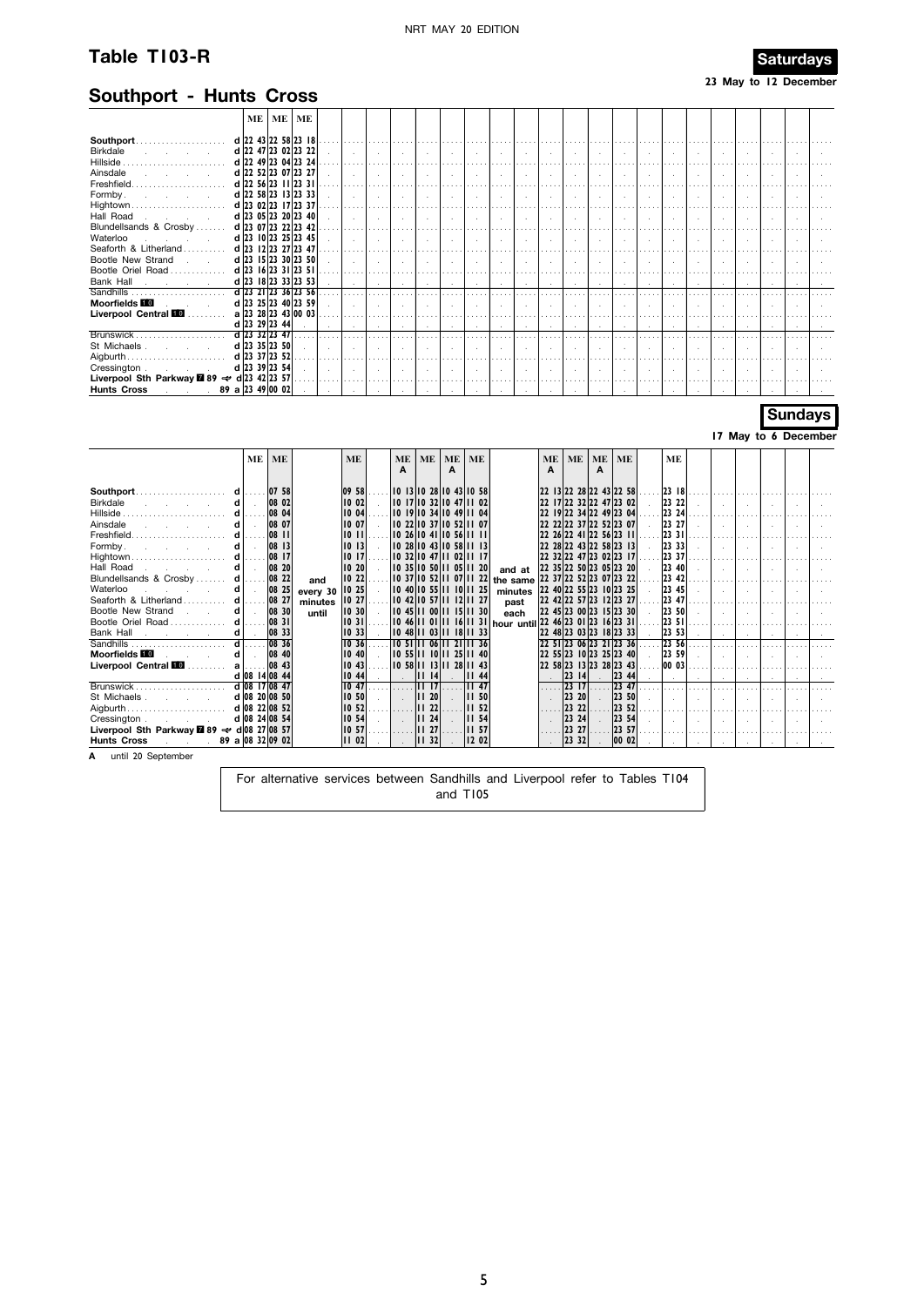NRT MAY 20 EDITION

# Table T103-R

**Saturdays**

**23 May to 12 December**

## Southport - Hunts Cross

| | | ME | ME | ME |
|---|---|---|---|---|
| **Southport** | d | 22 43 | 22 58 | 23 18 |
| Birkdale | d | 22 47 | 23 02 | 23 22 |
| Hillside | d | 22 49 | 23 04 | 23 24 |
| Ainsdale | d | 22 52 | 23 07 | 23 27 |
| Freshfield | d | 22 56 | 23 11 | 23 31 |
| Formby | d | 22 58 | 23 13 | 23 33 |
| Hightown | d | 23 02 | 23 17 | 23 37 |
| Hall Road | d | 23 05 | 23 20 | 23 40 |
| Blundellsands & Crosby | d | 23 07 | 23 22 | 23 42 |
| Waterloo | d | 23 10 | 23 25 | 23 45 |
| Seaforth & Litherland | d | 23 12 | 23 27 | 23 47 |
| Bootle New Strand | d | 23 15 | 23 30 | 23 50 |
| Bootle Oriel Road | d | 23 16 | 23 31 | 23 51 |
| Bank Hall | d | 23 18 | 23 33 | 23 53 |
| Sandhills | d | 23 21 | 23 36 | 23 56 |
| **Moorfields** 10 | d | 23 25 | 23 40 | 23 59 |
| **Liverpool Central** 10 | a | 23 28 | 23 43 | 00 03 |
| | d | 23 29 | 23 44 | . |
| Brunswick | d | 23 32 | 23 47 | . |
| St Michaels | d | 23 35 | 23 50 | . |
| Aigburth | d | 23 37 | 23 52 | . |
| Cressington | d | 23 39 | 23 54 | . |
| **Liverpool Sth Parkway** 7 89 ✈ | d | 23 42 | 23 57 | . |
| **Hunts Cross** 89 | a | 23 49 | 00 02 | . |

**Sundays**

**17 May to 6 December**

| | | ME | ME | | ME | ME A | ME | ME A | ME | | ME A | ME | ME A | ME | ME |
|---|---|---|---|---|---|---|---|---|---|---|---|---|---|---|---|
| **Southport** | d | . | 07 58 | | 09 58 | 10 13 | 10 28 | 10 43 | 10 58 | | 22 13 | 22 28 | 22 43 | 22 58 | 23 18 |
| Birkdale | d | . | 08 02 | | 10 02 | 10 17 | 10 32 | 10 47 | 11 02 | | 22 17 | 22 32 | 22 47 | 23 02 | 23 22 |
| Hillside | d | . | 08 04 | | 10 04 | 10 19 | 10 34 | 10 49 | 11 04 | | 22 19 | 22 34 | 22 49 | 23 04 | 23 24 |
| Ainsdale | d | . | 08 07 | | 10 07 | 10 22 | 10 37 | 10 52 | 11 07 | | 22 22 | 22 37 | 22 52 | 23 07 | 23 27 |
| Freshfield | d | . | 08 11 | | 10 11 | 10 26 | 10 41 | 10 56 | 11 11 | | 22 26 | 22 41 | 22 56 | 23 11 | 23 31 |
| Formby | d | . | 08 13 | | 10 13 | 10 28 | 10 43 | 10 58 | 11 13 | | 22 28 | 22 43 | 22 58 | 23 13 | 23 33 |
| Hightown | d | . | 08 17 | | 10 17 | 10 32 | 10 47 | 11 02 | 11 17 | | 22 32 | 22 47 | 23 02 | 23 17 | 23 37 |
| Hall Road | d | . | 08 20 | | 10 20 | 10 35 | 10 50 | 11 05 | 11 20 | and at | 22 35 | 22 50 | 23 05 | 23 20 | 23 40 |
| Blundellsands & Crosby | d | . | 08 22 | and | 10 22 | 10 37 | 10 52 | 11 07 | 11 22 | the same | 22 37 | 22 52 | 23 07 | 23 22 | 23 42 |
| Waterloo | d | . | 08 25 | every 30 | 10 25 | 10 40 | 10 55 | 11 10 | 11 25 | minutes | 22 40 | 22 55 | 23 10 | 23 25 | 23 45 |
| Seaforth & Litherland | d | . | 08 27 | minutes | 10 27 | 10 42 | 10 57 | 11 12 | 11 27 | past | 22 42 | 22 57 | 23 12 | 23 27 | 23 47 |
| Bootle New Strand | d | . | 08 30 | until | 10 30 | 10 45 | 11 00 | 11 15 | 11 30 | each | 22 45 | 23 00 | 23 15 | 23 30 | 23 50 |
| Bootle Oriel Road | d | . | 08 31 | | 10 31 | 10 46 | 11 01 | 11 16 | 11 31 | hour until | 22 46 | 23 01 | 23 16 | 23 31 | 23 51 |
| Bank Hall | d | . | 08 33 | | 10 33 | 10 48 | 11 03 | 11 18 | 11 33 | | 22 48 | 23 03 | 23 18 | 23 33 | 23 53 |
| Sandhills | d | . | 08 36 | | 10 36 | 10 51 | 11 06 | 11 21 | 11 36 | | 22 51 | 23 06 | 23 21 | 23 36 | 23 56 |
| **Moorfields** 10 | d | . | 08 40 | | 10 40 | 10 55 | 11 10 | 11 25 | 11 40 | | 22 55 | 23 10 | 23 25 | 23 40 | 23 59 |
| **Liverpool Central** 10 | a | . | 08 43 | | 10 43 | 10 58 | 11 13 | 11 28 | 11 43 | | 22 58 | 23 13 | 23 28 | 23 43 | 00 03 |
| | d | 08 14 | 08 44 | | 10 44 | . | 11 14 | . | 11 44 | | . | 23 14 | . | 23 44 | . |
| Brunswick | d | 08 17 | 08 47 | | 10 47 | . | 11 17 | . | 11 47 | | . | 23 17 | . | 23 47 | . |
| St Michaels | d | 08 20 | 08 50 | | 10 50 | . | 11 20 | . | 11 50 | | . | 23 20 | . | 23 50 | . |
| Aigburth | d | 08 22 | 08 52 | | 10 52 | . | 11 22 | . | 11 52 | | . | 23 22 | . | 23 52 | . |
| Cressington | d | 08 24 | 08 54 | | 10 54 | . | 11 24 | . | 11 54 | | . | 23 24 | . | 23 54 | . |
| **Liverpool Sth Parkway** 7 89 ✈ | d | 08 27 | 08 57 | | 10 57 | . | 11 27 | . | 11 57 | | . | 23 27 | . | 23 57 | . |
| **Hunts Cross** 89 | a | 08 32 | 09 02 | | 11 02 | . | 11 32 | . | 12 02 | | . | 23 32 | . | 00 02 | . |

**A** until 20 September

For alternative services between Sandhills and Liverpool refer to Tables T104 and T105